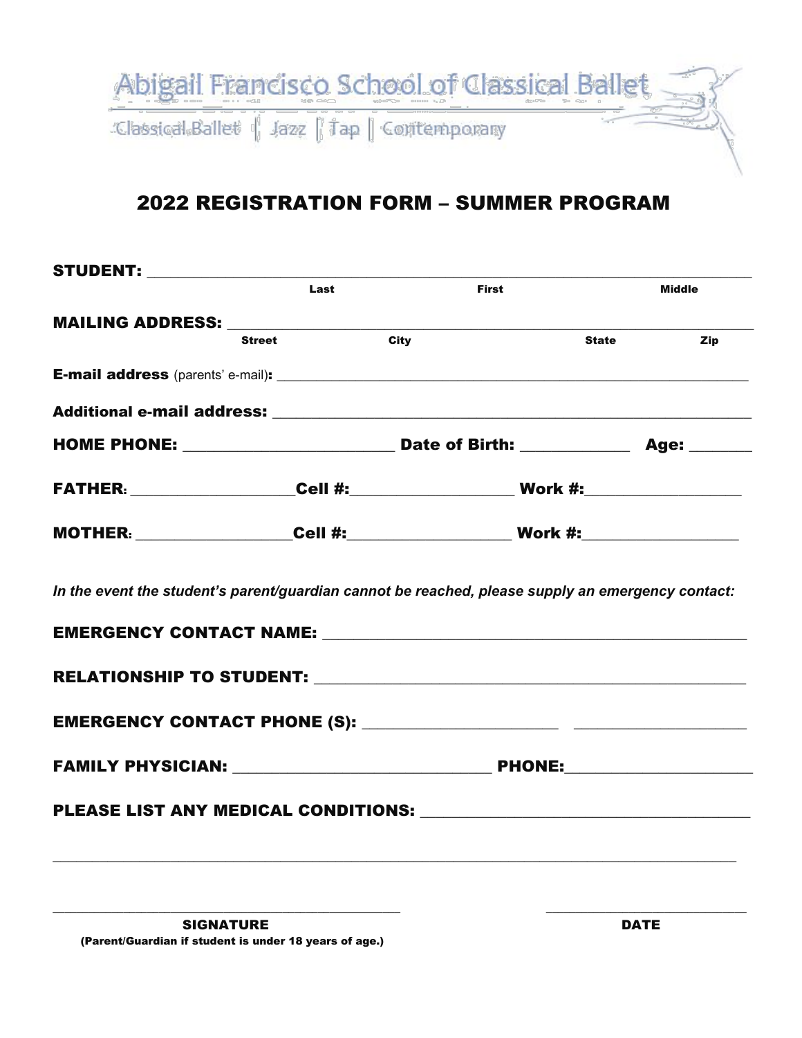Abigail Francisco School of Classical Ballet

Classical Ballet | Jazz | Tap | Contemporary

# 2022 REGISTRATION FORM – SUMMER PROGRAM

**STUDENT:** ______________________________________________________________________
Last First Middle

**MAILING ADDRESS:** ______________________________________________________________
Street City State Zip

**E-mail address** (parents' e-mail)**:** ______________________________________________________

**Additional e-mail address:** ______________________________________________________

**HOME PHONE:** ______________________ **Date of Birth:** ____________ **Age:** _______

**FATHER:** __________________ **Cell #:** __________________ **Work #:** __________________

**MOTHER:** __________________ **Cell #:** __________________ **Work #:** __________________

***In the event the student's parent/guardian cannot be reached, please supply an emergency contact:***

**EMERGENCY CONTACT NAME:** ____________________________________________

**RELATIONSHIP TO STUDENT:** ____________________________________________

**EMERGENCY CONTACT PHONE (S):** ______________________ ____________________

**FAMILY PHYSICIAN:** ____________________________ **PHONE:** ____________________

**PLEASE LIST ANY MEDICAL CONDITIONS:** ____________________________________

______________________________________________________________________________

_____________________________________________ ____________________________

**SIGNATURE** **DATE**

**(Parent/Guardian if student is under 18 years of age.)**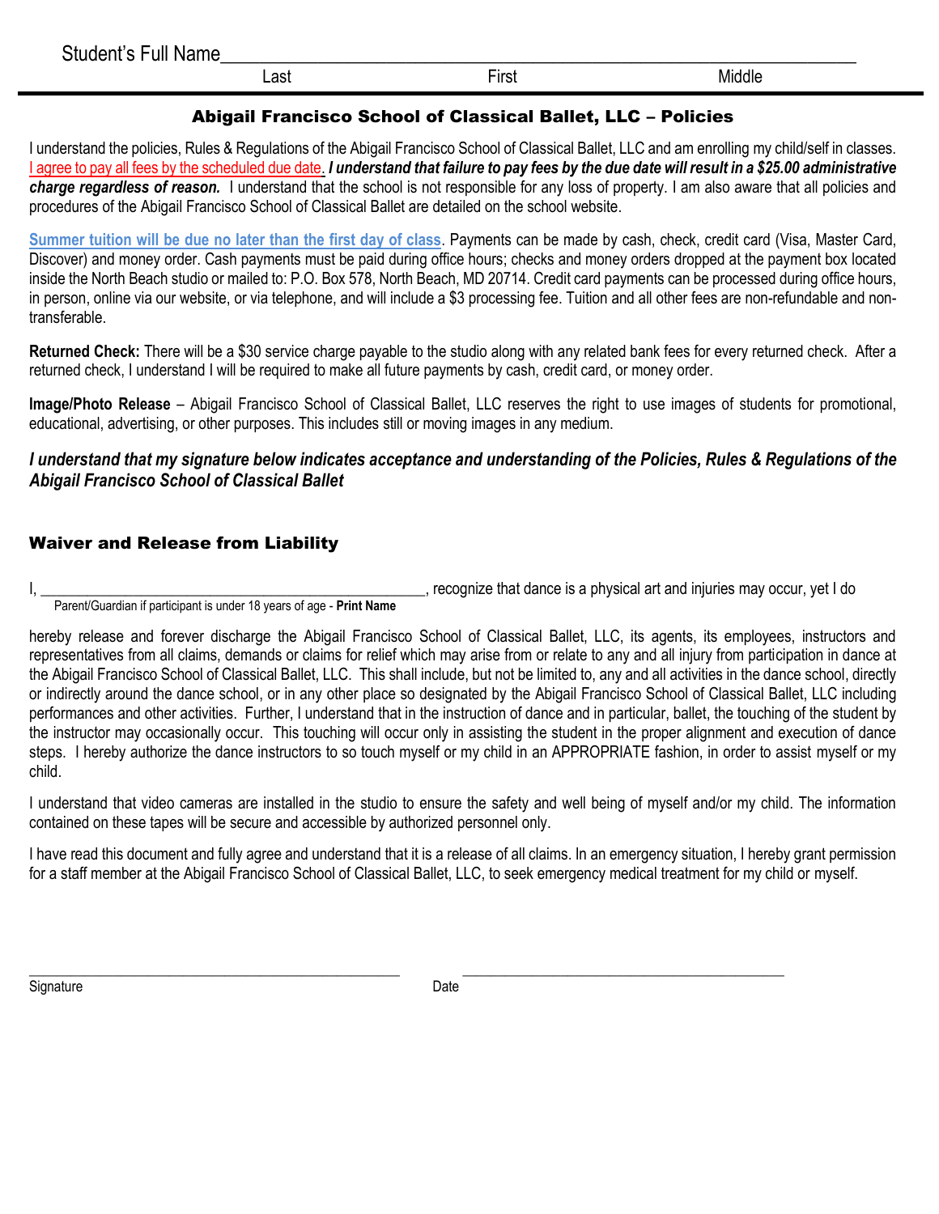Student's Full Name\_\_\_\_\_\_\_\_\_\_\_\_\_\_\_\_\_\_\_\_\_\_\_\_\_\_\_\_\_\_\_\_\_\_\_\_\_\_\_\_\_\_\_\_\_\_\_\_\_\_\_\_\_\_\_\_\_\_\_\_

Last First Middle

---

## Abigail Francisco School of Classical Ballet, LLC – Policies

I understand the policies, Rules & Regulations of the Abigail Francisco School of Classical Ballet, LLC and am enrolling my child/self in classes. I agree to pay all fees by the scheduled due date. ***I understand that failure to pay fees by the due date will result in a $25.00 administrative charge regardless of reason.*** I understand that the school is not responsible for any loss of property. I am also aware that all policies and procedures of the Abigail Francisco School of Classical Ballet are detailed on the school website.

**Summer tuition will be due no later than the first day of class**. Payments can be made by cash, check, credit card (Visa, Master Card, Discover) and money order. Cash payments must be paid during office hours; checks and money orders dropped at the payment box located inside the North Beach studio or mailed to: P.O. Box 578, North Beach, MD 20714. Credit card payments can be processed during office hours, in person, online via our website, or via telephone, and will include a $3 processing fee. Tuition and all other fees are non-refundable and non-transferable.

**Returned Check:** There will be a $30 service charge payable to the studio along with any related bank fees for every returned check. After a returned check, I understand I will be required to make all future payments by cash, credit card, or money order.

**Image/Photo Release** – Abigail Francisco School of Classical Ballet, LLC reserves the right to use images of students for promotional, educational, advertising, or other purposes. This includes still or moving images in any medium.

***I understand that my signature below indicates acceptance and understanding of the Policies, Rules & Regulations of the Abigail Francisco School of Classical Ballet***

## Waiver and Release from Liability

I, \_\_\_\_\_\_\_\_\_\_\_\_\_\_\_\_\_\_\_\_\_\_\_\_\_\_\_\_\_\_\_\_\_\_\_\_\_\_\_\_\_\_\_\_\_\_\_\_, recognize that dance is a physical art and injuries may occur, yet I do

Parent/Guardian if participant is under 18 years of age - **Print Name**

hereby release and forever discharge the Abigail Francisco School of Classical Ballet, LLC, its agents, its employees, instructors and representatives from all claims, demands or claims for relief which may arise from or relate to any and all injury from participation in dance at the Abigail Francisco School of Classical Ballet, LLC. This shall include, but not be limited to, any and all activities in the dance school, directly or indirectly around the dance school, or in any other place so designated by the Abigail Francisco School of Classical Ballet, LLC including performances and other activities. Further, I understand that in the instruction of dance and in particular, ballet, the touching of the student by the instructor may occasionally occur. This touching will occur only in assisting the student in the proper alignment and execution of dance steps. I hereby authorize the dance instructors to so touch myself or my child in an APPROPRIATE fashion, in order to assist myself or my child.

I understand that video cameras are installed in the studio to ensure the safety and well being of myself and/or my child. The information contained on these tapes will be secure and accessible by authorized personnel only.

I have read this document and fully agree and understand that it is a release of all claims. In an emergency situation, I hereby grant permission for a staff member at the Abigail Francisco School of Classical Ballet, LLC, to seek emergency medical treatment for my child or myself.

\_\_\_\_\_\_\_\_\_\_\_\_\_\_\_\_\_\_\_\_\_\_\_\_\_\_\_\_\_\_\_\_\_\_\_\_\_\_\_\_ \_\_\_\_\_\_\_\_\_\_\_\_\_\_\_\_\_\_\_\_\_\_\_\_\_\_\_\_\_\_\_\_\_\_\_\_\_\_\_\_

Signature Date